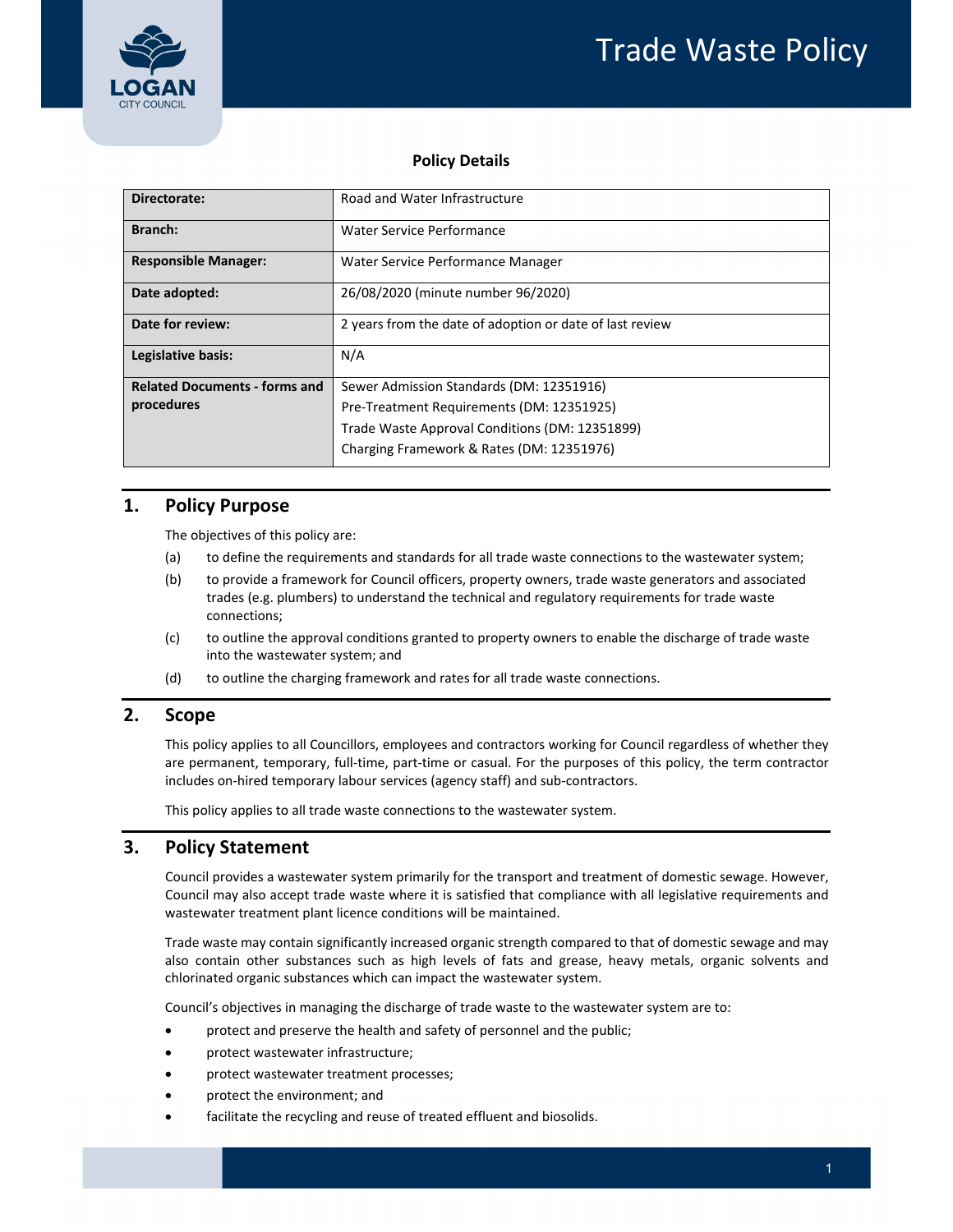# Trade Waste Policy

## Policy Details

| | |
|---|---|
| **Directorate:** | Road and Water Infrastructure |
| **Branch:** | Water Service Performance |
| **Responsible Manager:** | Water Service Performance Manager |
| **Date adopted:** | 26/08/2020 (minute number 96/2020) |
| **Date for review:** | 2 years from the date of adoption or date of last review |
| **Legislative basis:** | N/A |
| **Related Documents - forms and procedures** | Sewer Admission Standards (DM: 12351916)<br>Pre-Treatment Requirements (DM: 12351925)<br>Trade Waste Approval Conditions (DM: 12351899)<br>Charging Framework & Rates (DM: 12351976) |

## 1. Policy Purpose

The objectives of this policy are:

(a) to define the requirements and standards for all trade waste connections to the wastewater system;

(b) to provide a framework for Council officers, property owners, trade waste generators and associated trades (e.g. plumbers) to understand the technical and regulatory requirements for trade waste connections;

(c) to outline the approval conditions granted to property owners to enable the discharge of trade waste into the wastewater system; and

(d) to outline the charging framework and rates for all trade waste connections.

## 2. Scope

This policy applies to all Councillors, employees and contractors working for Council regardless of whether they are permanent, temporary, full-time, part-time or casual. For the purposes of this policy, the term contractor includes on-hired temporary labour services (agency staff) and sub-contractors.

This policy applies to all trade waste connections to the wastewater system.

## 3. Policy Statement

Council provides a wastewater system primarily for the transport and treatment of domestic sewage. However, Council may also accept trade waste where it is satisfied that compliance with all legislative requirements and wastewater treatment plant licence conditions will be maintained.

Trade waste may contain significantly increased organic strength compared to that of domestic sewage and may also contain other substances such as high levels of fats and grease, heavy metals, organic solvents and chlorinated organic substances which can impact the wastewater system.

Council's objectives in managing the discharge of trade waste to the wastewater system are to:

- protect and preserve the health and safety of personnel and the public;
- protect wastewater infrastructure;
- protect wastewater treatment processes;
- protect the environment; and
- facilitate the recycling and reuse of treated effluent and biosolids.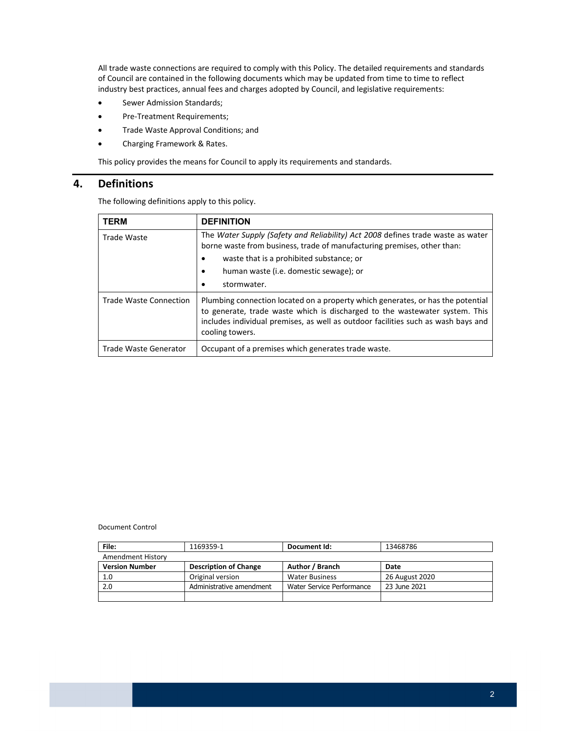All trade waste connections are required to comply with this Policy. The detailed requirements and standards of Council are contained in the following documents which may be updated from time to time to reflect industry best practices, annual fees and charges adopted by Council, and legislative requirements:

- Sewer Admission Standards;
- Pre-Treatment Requirements;
- Trade Waste Approval Conditions; and
- Charging Framework & Rates.

This policy provides the means for Council to apply its requirements and standards.

## 4. Definitions

The following definitions apply to this policy.

| TERM | DEFINITION |
|---|---|
| Trade Waste | The *Water Supply (Safety and Reliability) Act 2008* defines trade waste as water borne waste from business, trade of manufacturing premises, other than: • waste that is a prohibited substance; or • human waste (i.e. domestic sewage); or • stormwater. |
| Trade Waste Connection | Plumbing connection located on a property which generates, or has the potential to generate, trade waste which is discharged to the wastewater system. This includes individual premises, as well as outdoor facilities such as wash bays and cooling towers. |
| Trade Waste Generator | Occupant of a premises which generates trade waste. |

Document Control

| File: | 1169359-1 | Document Id: | 13468786 |
|---|---|---|---|
| Amendment History | | | |
| **Version Number** | **Description of Change** | **Author / Branch** | **Date** |
| 1.0 | Original version | Water Business | 26 August 2020 |
| 2.0 | Administrative amendment | Water Service Performance | 23 June 2021 |
| | | | |